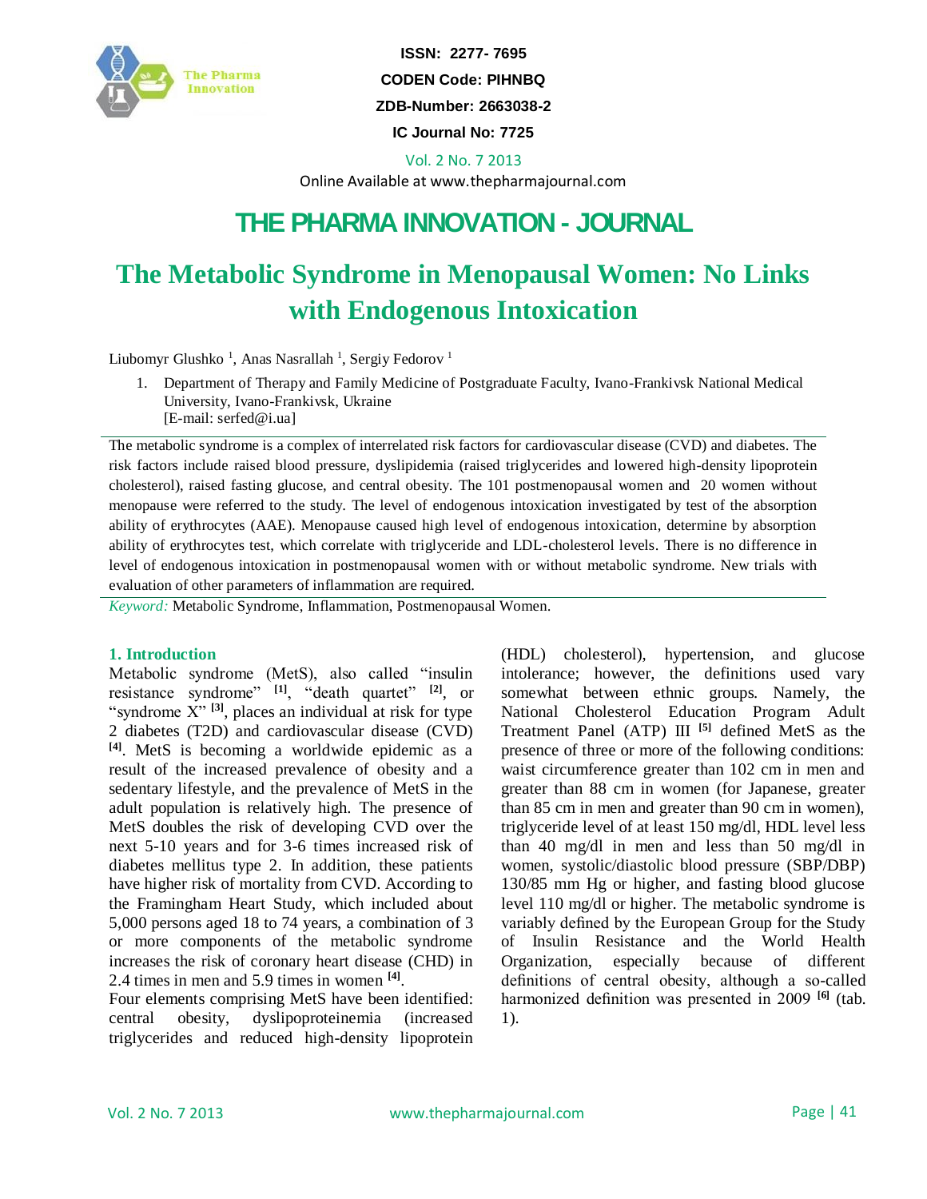ISSN: 2277- 7695

CODEN Code: PIHNBQ

ZDB-Number: 2663038-2

IC Journal No: 7725

Vol. 2 No. 7 2013

Online Available at www.thepharmajournal.com

# THE PHARMA INNOVATION - JOURNAL

# The Metabolic Syndrome in Menopausal Women: No Links with Endogenous Intoxication

Liubomyr Glushko [1], Anas Nasrallah [1], Sergiy Fedorov [1]

1. Department of Therapy and Family Medicine of Postgraduate Faculty, Ivano-Frankivsk National Medical University, Ivano-Frankivsk, Ukraine
   [E-mail: serfed@i.ua]

The metabolic syndrome is a complex of interrelated risk factors for cardiovascular disease (CVD) and diabetes. The risk factors include raised blood pressure, dyslipidemia (raised triglycerides and lowered high-density lipoprotein cholesterol), raised fasting glucose, and central obesity. The 101 postmenopausal women and 20 women without menopause were referred to the study. The level of endogenous intoxication investigated by test of the absorption ability of erythrocytes (AAE). Menopause caused high level of endogenous intoxication, determine by absorption ability of erythrocytes test, which correlate with triglyceride and LDL-cholesterol levels. There is no difference in level of endogenous intoxication in postmenopausal women with or without metabolic syndrome. New trials with evaluation of other parameters of inflammation are required.

*Keyword:* Metabolic Syndrome, Inflammation, Postmenopausal Women.

## 1. Introduction

Metabolic syndrome (MetS), also called "insulin resistance syndrome" [1], "death quartet" [2], or "syndrome X" [3], places an individual at risk for type 2 diabetes (T2D) and cardiovascular disease (CVD) [4]. MetS is becoming a worldwide epidemic as a result of the increased prevalence of obesity and a sedentary lifestyle, and the prevalence of MetS in the adult population is relatively high. The presence of MetS doubles the risk of developing CVD over the next 5-10 years and for 3-6 times increased risk of diabetes mellitus type 2. In addition, these patients have higher risk of mortality from CVD. According to the Framingham Heart Study, which included about 5,000 persons aged 18 to 74 years, a combination of 3 or more components of the metabolic syndrome increases the risk of coronary heart disease (CHD) in 2.4 times in men and 5.9 times in women [4].

Four elements comprising MetS have been identified: central obesity, dyslipoproteinemia (increased triglycerides and reduced high-density lipoprotein (HDL) cholesterol), hypertension, and glucose intolerance; however, the definitions used vary somewhat between ethnic groups. Namely, the National Cholesterol Education Program Adult Treatment Panel (ATP) III [5] defined MetS as the presence of three or more of the following conditions: waist circumference greater than 102 cm in men and greater than 88 cm in women (for Japanese, greater than 85 cm in men and greater than 90 cm in women), triglyceride level of at least 150 mg/dl, HDL level less than 40 mg/dl in men and less than 50 mg/dl in women, systolic/diastolic blood pressure (SBP/DBP) 130/85 mm Hg or higher, and fasting blood glucose level 110 mg/dl or higher. The metabolic syndrome is variably defined by the European Group for the Study of Insulin Resistance and the World Health Organization, especially because of different definitions of central obesity, although a so-called harmonized definition was presented in 2009 [6] (tab. 1).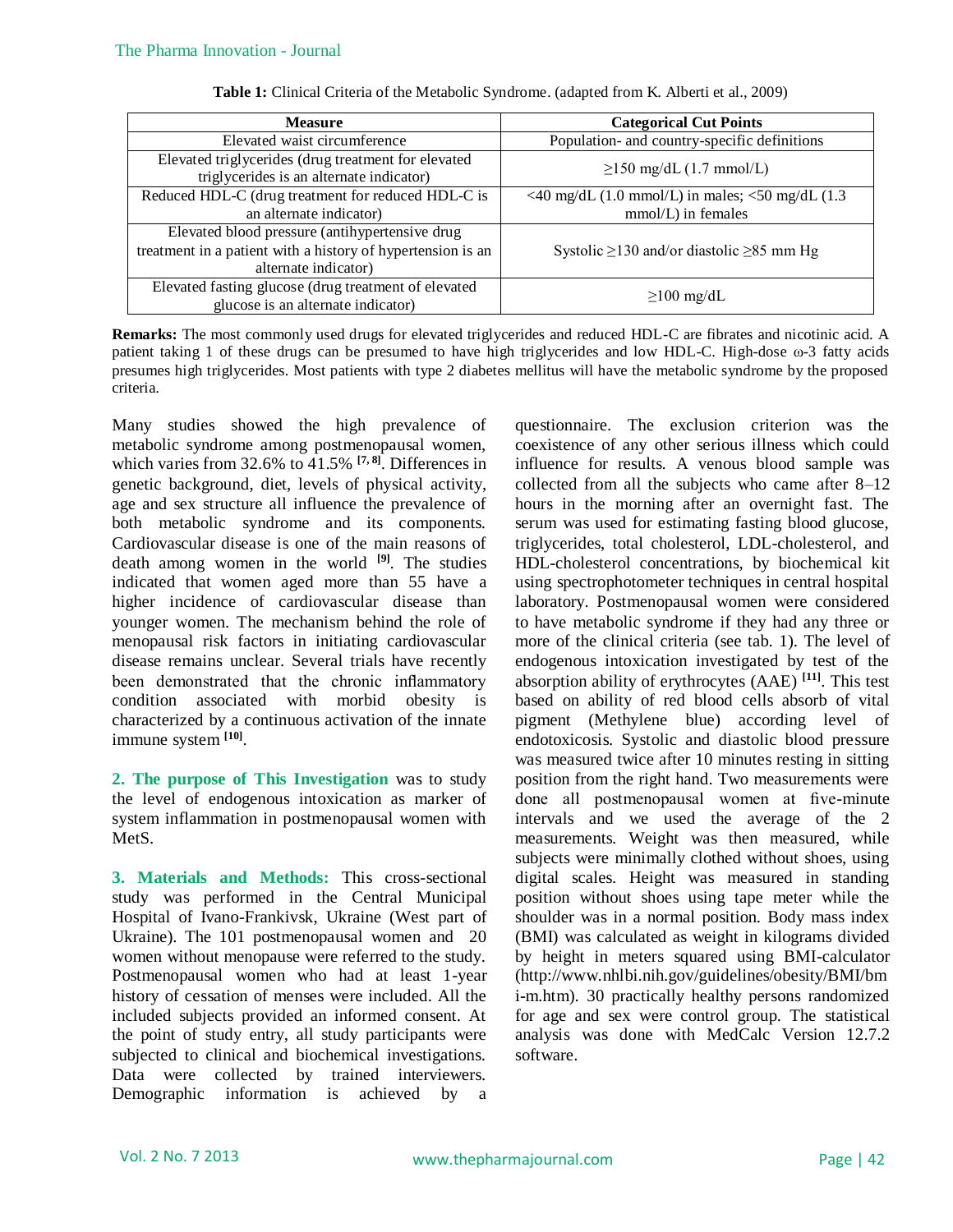**Table 1:** Clinical Criteria of the Metabolic Syndrome. (adapted from K. Alberti et al., 2009)

| Measure | Categorical Cut Points |
|---|---|
| Elevated waist circumference | Population- and country-specific definitions |
| Elevated triglycerides (drug treatment for elevated triglycerides is an alternate indicator) | ≥150 mg/dL (1.7 mmol/L) |
| Reduced HDL-C (drug treatment for reduced HDL-C is an alternate indicator) | <40 mg/dL (1.0 mmol/L) in males; <50 mg/dL (1.3 mmol/L) in females |
| Elevated blood pressure (antihypertensive drug treatment in a patient with a history of hypertension is an alternate indicator) | Systolic ≥130 and/or diastolic ≥85 mm Hg |
| Elevated fasting glucose (drug treatment of elevated glucose is an alternate indicator) | ≥100 mg/dL |

**Remarks:** The most commonly used drugs for elevated triglycerides and reduced HDL-C are fibrates and nicotinic acid. A patient taking 1 of these drugs can be presumed to have high triglycerides and low HDL-C. High-dose ω-3 fatty acids presumes high triglycerides. Most patients with type 2 diabetes mellitus will have the metabolic syndrome by the proposed criteria.

Many studies showed the high prevalence of metabolic syndrome among postmenopausal women, which varies from 32.6% to 41.5% [7, 8]. Differences in genetic background, diet, levels of physical activity, age and sex structure all influence the prevalence of both metabolic syndrome and its components. Cardiovascular disease is one of the main reasons of death among women in the world [9]. The studies indicated that women aged more than 55 have a higher incidence of cardiovascular disease than younger women. The mechanism behind the role of menopausal risk factors in initiating cardiovascular disease remains unclear. Several trials have recently been demonstrated that the chronic inflammatory condition associated with morbid obesity is characterized by a continuous activation of the innate immune system [10].

## 2. The purpose of This Investigation

was to study the level of endogenous intoxication as marker of system inflammation in postmenopausal women with MetS.

## 3. Materials and Methods:

This cross-sectional study was performed in the Central Municipal Hospital of Ivano-Frankivsk, Ukraine (West part of Ukraine). The 101 postmenopausal women and 20 women without menopause were referred to the study. Postmenopausal women who had at least 1-year history of cessation of menses were included. All the included subjects provided an informed consent. At the point of study entry, all study participants were subjected to clinical and biochemical investigations. Data were collected by trained interviewers. Demographic information is achieved by a questionnaire. The exclusion criterion was the coexistence of any other serious illness which could influence for results. A venous blood sample was collected from all the subjects who came after 8–12 hours in the morning after an overnight fast. The serum was used for estimating fasting blood glucose, triglycerides, total cholesterol, LDL-cholesterol, and HDL-cholesterol concentrations, by biochemical kit using spectrophotometer techniques in central hospital laboratory. Postmenopausal women were considered to have metabolic syndrome if they had any three or more of the clinical criteria (see tab. 1). The level of endogenous intoxication investigated by test of the absorption ability of erythrocytes (AAE) [11]. This test based on ability of red blood cells absorb of vital pigment (Methylene blue) according level of endotoxicosis. Systolic and diastolic blood pressure was measured twice after 10 minutes resting in sitting position from the right hand. Two measurements were done all postmenopausal women at five-minute intervals and we used the average of the 2 measurements. Weight was then measured, while subjects were minimally clothed without shoes, using digital scales. Height was measured in standing position without shoes using tape meter while the shoulder was in a normal position. Body mass index (BMI) was calculated as weight in kilograms divided by height in meters squared using BMI-calculator (http://www.nhlbi.nih.gov/guidelines/obesity/BMI/bmi-m.htm). 30 practically healthy persons randomized for age and sex were control group. The statistical analysis was done with MedCalc Version 12.7.2 software.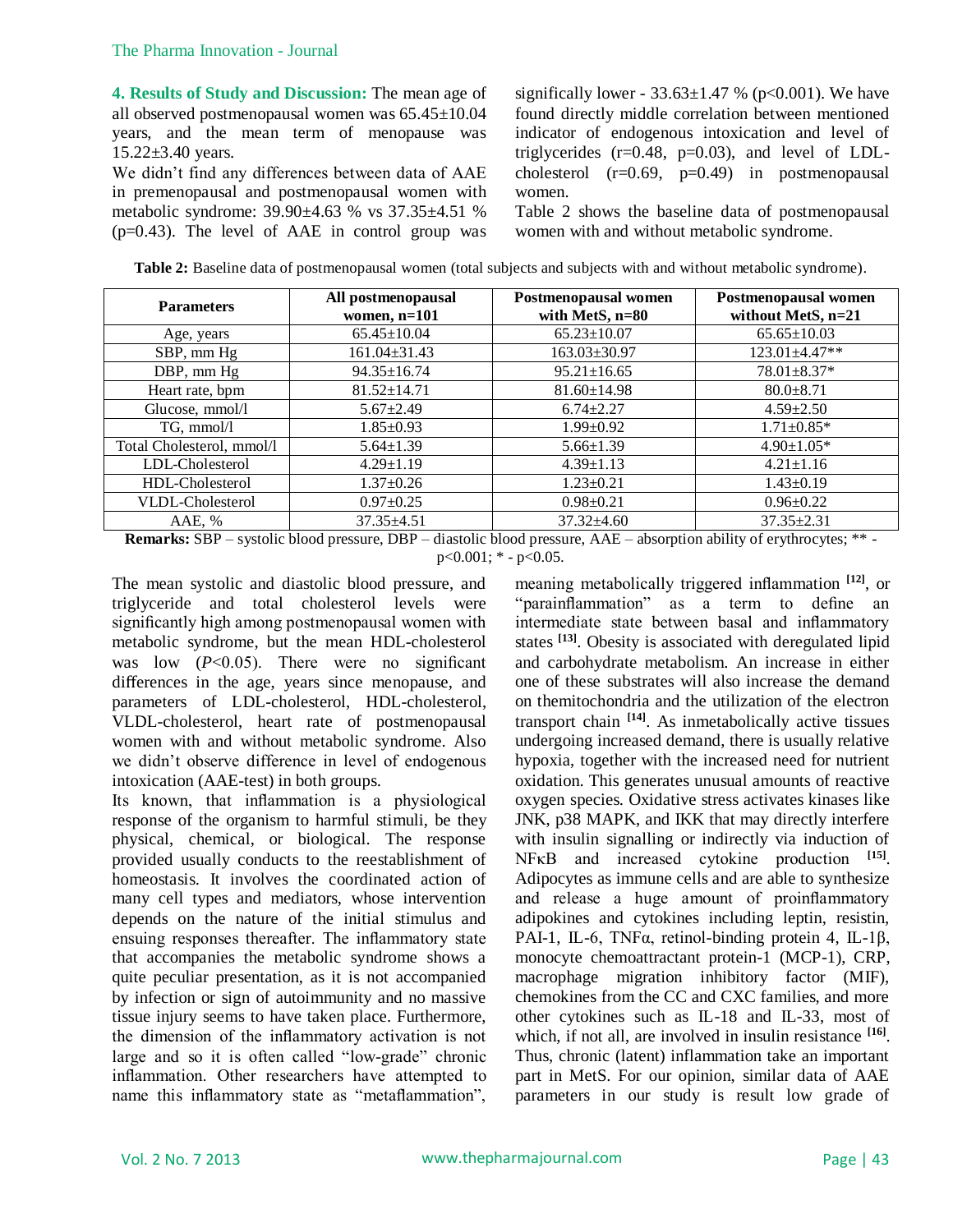**4. Results of Study and Discussion:** The mean age of all observed postmenopausal women was 65.45±10.04 years, and the mean term of menopause was 15.22±3.40 years.

We didn't find any differences between data of AAE in premenopausal and postmenopausal women with metabolic syndrome: 39.90±4.63 % vs 37.35±4.51 % (p=0.43). The level of AAE in control group was significantly lower - 33.63±1.47 % (p<0.001). We have found directly middle correlation between mentioned indicator of endogenous intoxication and level of triglycerides (r=0.48, p=0.03), and level of LDL-cholesterol (r=0.69, p=0.49) in postmenopausal women.

Table 2 shows the baseline data of postmenopausal women with and without metabolic syndrome.

**Table 2:** Baseline data of postmenopausal women (total subjects and subjects with and without metabolic syndrome).

| Parameters | All postmenopausal women, n=101 | Postmenopausal women with MetS, n=80 | Postmenopausal women without MetS, n=21 |
|---|---|---|---|
| Age, years | 65.45±10.04 | 65.23±10.07 | 65.65±10.03 |
| SBP, mm Hg | 161.04±31.43 | 163.03±30.97 | 123.01±4.47** |
| DBP, mm Hg | 94.35±16.74 | 95.21±16.65 | 78.01±8.37* |
| Heart rate, bpm | 81.52±14.71 | 81.60±14.98 | 80.0±8.71 |
| Glucose, mmol/l | 5.67±2.49 | 6.74±2.27 | 4.59±2.50 |
| TG, mmol/l | 1.85±0.93 | 1.99±0.92 | 1.71±0.85* |
| Total Cholesterol, mmol/l | 5.64±1.39 | 5.66±1.39 | 4.90±1.05* |
| LDL-Cholesterol | 4.29±1.19 | 4.39±1.13 | 4.21±1.16 |
| HDL-Cholesterol | 1.37±0.26 | 1.23±0.21 | 1.43±0.19 |
| VLDL-Cholesterol | 0.97±0.25 | 0.98±0.21 | 0.96±0.22 |
| AAE, % | 37.35±4.51 | 37.32±4.60 | 37.35±2.31 |

**Remarks:** SBP – systolic blood pressure, DBP – diastolic blood pressure, AAE – absorption ability of erythrocytes; ** - p<0.001; * - p<0.05.

The mean systolic and diastolic blood pressure, and triglyceride and total cholesterol levels were significantly high among postmenopausal women with metabolic syndrome, but the mean HDL-cholesterol was low (*P*<0.05). There were no significant differences in the age, years since menopause, and parameters of LDL-cholesterol, HDL-cholesterol, VLDL-cholesterol, heart rate of postmenopausal women with and without metabolic syndrome. Also we didn't observe difference in level of endogenous intoxication (AAE-test) in both groups.

Its known, that inflammation is a physiological response of the organism to harmful stimuli, be they physical, chemical, or biological. The response provided usually conducts to the reestablishment of homeostasis. It involves the coordinated action of many cell types and mediators, whose intervention depends on the nature of the initial stimulus and ensuing responses thereafter. The inflammatory state that accompanies the metabolic syndrome shows a quite peculiar presentation, as it is not accompanied by infection or sign of autoimmunity and no massive tissue injury seems to have taken place. Furthermore, the dimension of the inflammatory activation is not large and so it is often called "low-grade" chronic inflammation. Other researchers have attempted to name this inflammatory state as "metaflammation", meaning metabolically triggered inflammation [12], or "parainflammation" as a term to define an intermediate state between basal and inflammatory states [13]. Obesity is associated with deregulated lipid and carbohydrate metabolism. An increase in either one of these substrates will also increase the demand on themitochondria and the utilization of the electron transport chain [14]. As inmetabolically active tissues undergoing increased demand, there is usually relative hypoxia, together with the increased need for nutrient oxidation. This generates unusual amounts of reactive oxygen species. Oxidative stress activates kinases like JNK, p38 MAPK, and IKK that may directly interfere with insulin signalling or indirectly via induction of NFκB and increased cytokine production [15]. Adipocytes as immune cells and are able to synthesize and release a huge amount of proinflammatory adipokines and cytokines including leptin, resistin, PAI-1, IL-6, TNFα, retinol-binding protein 4, IL-1β, monocyte chemoattractant protein-1 (MCP-1), CRP, macrophage migration inhibitory factor (MIF), chemokines from the CC and CXC families, and more other cytokines such as IL-18 and IL-33, most of which, if not all, are involved in insulin resistance [16]. Thus, chronic (latent) inflammation take an important part in MetS. For our opinion, similar data of AAE parameters in our study is result low grade of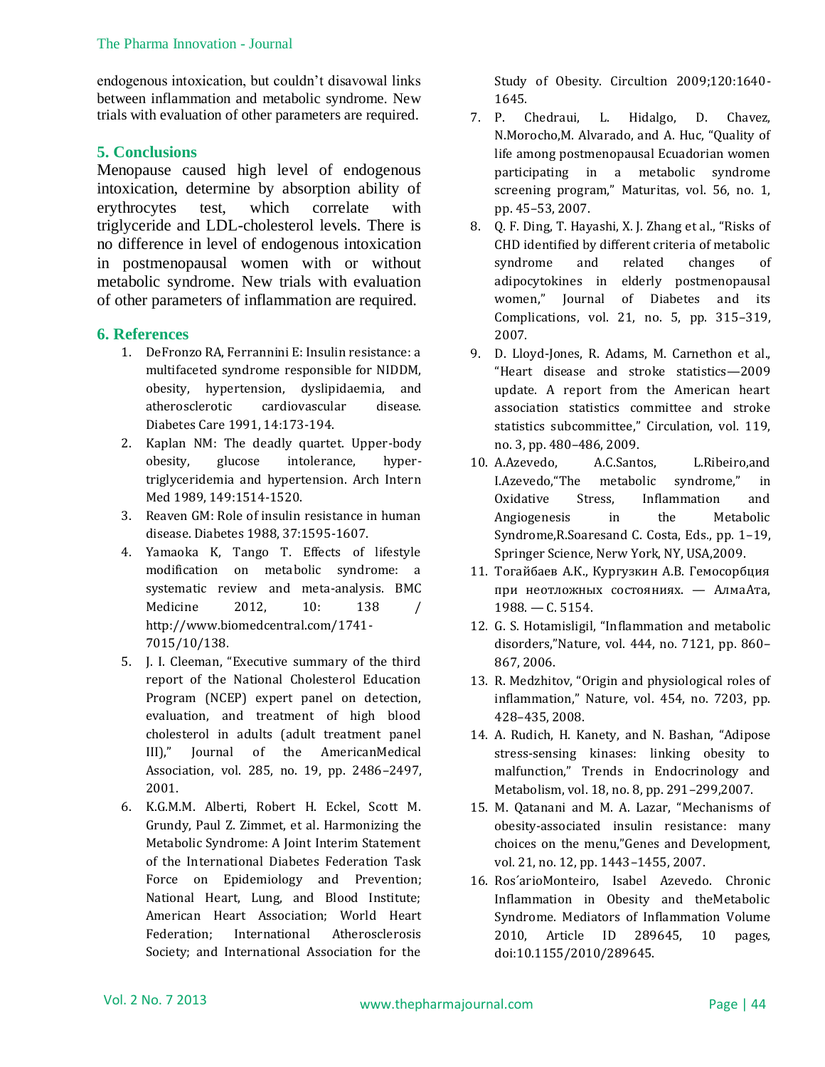endogenous intoxication, but couldn't disavowal links between inflammation and metabolic syndrome. New trials with evaluation of other parameters are required.

## 5. Conclusions

Menopause caused high level of endogenous intoxication, determine by absorption ability of erythrocytes test, which correlate with triglyceride and LDL-cholesterol levels. There is no difference in level of endogenous intoxication in postmenopausal women with or without metabolic syndrome. New trials with evaluation of other parameters of inflammation are required.

## 6. References

1. DeFronzo RA, Ferrannini E: Insulin resistance: a multifaceted syndrome responsible for NIDDM, obesity, hypertension, dyslipidaemia, and atherosclerotic cardiovascular disease. Diabetes Care 1991, 14:173-194.
2. Kaplan NM: The deadly quartet. Upper-body obesity, glucose intolerance, hyper-triglyceridemia and hypertension. Arch Intern Med 1989, 149:1514-1520.
3. Reaven GM: Role of insulin resistance in human disease. Diabetes 1988, 37:1595-1607.
4. Yamaoka K, Tango T. Effects of lifestyle modification on metabolic syndrome: a systematic review and meta-analysis. BMC Medicine 2012, 10: 138 / http://www.biomedcentral.com/1741-7015/10/138.
5. J. I. Cleeman, "Executive summary of the third report of the National Cholesterol Education Program (NCEP) expert panel on detection, evaluation, and treatment of high blood cholesterol in adults (adult treatment panel III)," Journal of the AmericanMedical Association, vol. 285, no. 19, pp. 2486–2497, 2001.
6. K.G.M.M. Alberti, Robert H. Eckel, Scott M. Grundy, Paul Z. Zimmet, et al. Harmonizing the Metabolic Syndrome: A Joint Interim Statement of the International Diabetes Federation Task Force on Epidemiology and Prevention; National Heart, Lung, and Blood Institute; American Heart Association; World Heart Federation; International Atherosclerosis Society; and International Association for the Study of Obesity. Circultion 2009;120:1640-1645.
7. P. Chedraui, L. Hidalgo, D. Chavez, N.Morocho,M. Alvarado, and A. Huc, "Quality of life among postmenopausal Ecuadorian women participating in a metabolic syndrome screening program," Maturitas, vol. 56, no. 1, pp. 45–53, 2007.
8. Q. F. Ding, T. Hayashi, X. J. Zhang et al., "Risks of CHD identified by different criteria of metabolic syndrome and related changes of adipocytokines in elderly postmenopausal women," Journal of Diabetes and its Complications, vol. 21, no. 5, pp. 315–319, 2007.
9. D. Lloyd-Jones, R. Adams, M. Carnethon et al., "Heart disease and stroke statistics—2009 update. A report from the American heart association statistics committee and stroke statistics subcommittee," Circulation, vol. 119, no. 3, pp. 480–486, 2009.
10. A.Azevedo, A.C.Santos, L.Ribeiro,and I.Azevedo,"The metabolic syndrome," in Oxidative Stress, Inflammation and Angiogenesis in the Metabolic Syndrome,R.Soaresand C. Costa, Eds., pp. 1–19, Springer Science, Nerw York, NY, USA,2009.
11. Тогайбаев А.К., Кургузкин А.В. Гемосорбция при неотложных состояниях. — АлмаАта, 1988. — С. 5154.
12. G. S. Hotamisligil, "Inflammation and metabolic disorders,"Nature, vol. 444, no. 7121, pp. 860–867, 2006.
13. R. Medzhitov, "Origin and physiological roles of inflammation," Nature, vol. 454, no. 7203, pp. 428–435, 2008.
14. A. Rudich, H. Kanety, and N. Bashan, "Adipose stress-sensing kinases: linking obesity to malfunction," Trends in Endocrinology and Metabolism, vol. 18, no. 8, pp. 291–299,2007.
15. M. Qatanani and M. A. Lazar, "Mechanisms of obesity-associated insulin resistance: many choices on the menu,"Genes and Development, vol. 21, no. 12, pp. 1443–1455, 2007.
16. Ros´arioMonteiro, Isabel Azevedo. Chronic Inflammation in Obesity and theMetabolic Syndrome. Mediators of Inflammation Volume 2010, Article ID 289645, 10 pages, doi:10.1155/2010/289645.